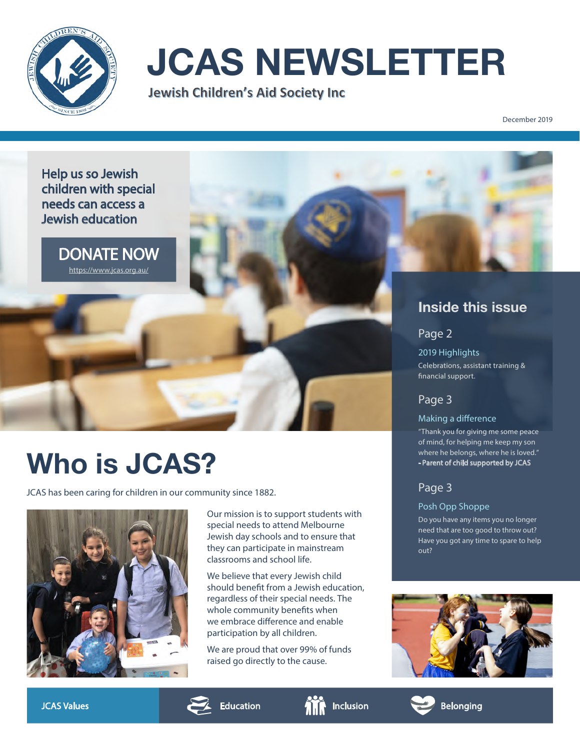# JCAS NEWSLETTER

Jewish Children's Aid Society Inc

December 2019

Help us so Jewish children with special needs can access a Jewish education

**DONATE NOW**

https://www.jcas.org.au/

## Inside this issue

**Page 2**

2019 Highlights

Celebrations, assistant training & financial support.

**Page 3**

Making a difference

"Thank you for giving me some peace of mind, for helping me keep my son where he belongs, where he is loved."
- Parent of child supported by JCAS

**Page 3**

Posh Opp Shoppe

Do you have any items you no longer need that are too good to throw out? Have you got any time to spare to help out?

# Who is JCAS?

JCAS has been caring for children in our community since 1882.

Our mission is to support students with special needs to attend Melbourne Jewish day schools and to ensure that they can participate in mainstream classrooms and school life.

We believe that every Jewish child should benefit from a Jewish education, regardless of their special needs. The whole community benefits when we embrace difference and enable participation by all children.

We are proud that over 99% of funds raised go directly to the cause.

**JCAS Values**

Education | Inclusion | Belonging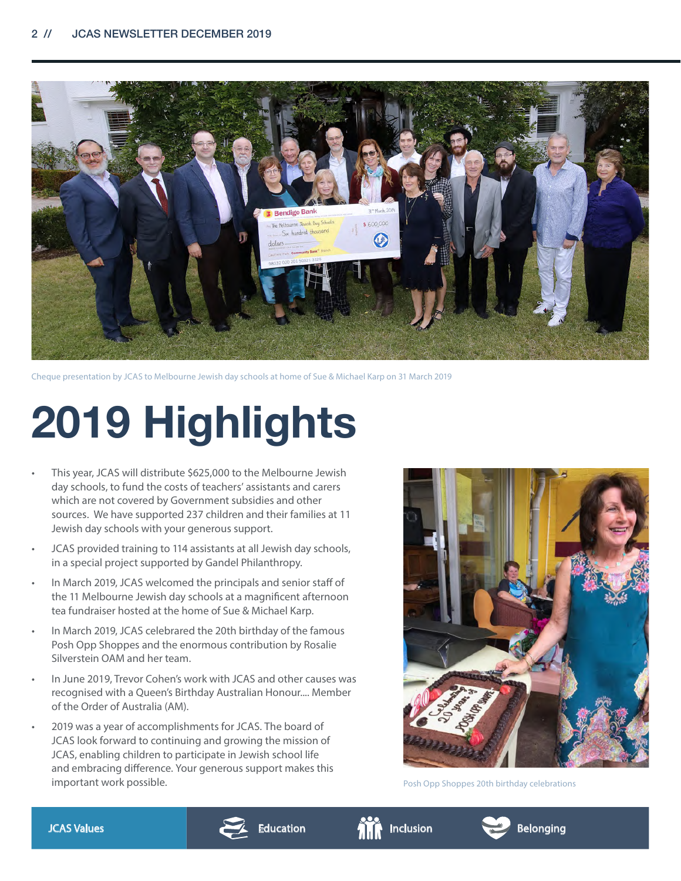Cheque presentation by JCAS to Melbourne Jewish day schools at home of Sue & Michael Karp on 31 March 2019

# 2019 Highlights

- This year, JCAS will distribute $625,000 to the Melbourne Jewish day schools, to fund the costs of teachers' assistants and carers which are not covered by Government subsidies and other sources. We have supported 237 children and their families at 11 Jewish day schools with your generous support.
- JCAS provided training to 114 assistants at all Jewish day schools, in a special project supported by Gandel Philanthropy.
- In March 2019, JCAS welcomed the principals and senior staff of the 11 Melbourne Jewish day schools at a magnificent afternoon tea fundraiser hosted at the home of Sue & Michael Karp.
- In March 2019, JCAS celebrated the 20th birthday of the famous Posh Opp Shoppes and the enormous contribution by Rosalie Silverstein OAM and her team.
- In June 2019, Trevor Cohen's work with JCAS and other causes was recognised with a Queen's Birthday Australian Honour.... Member of the Order of Australia (AM).
- 2019 was a year of accomplishments for JCAS. The board of JCAS look forward to continuing and growing the mission of JCAS, enabling children to participate in Jewish school life and embracing difference. Your generous support makes this important work possible.

Posh Opp Shoppes 20th birthday celebrations

JCAS Values | Education | Inclusion | Belonging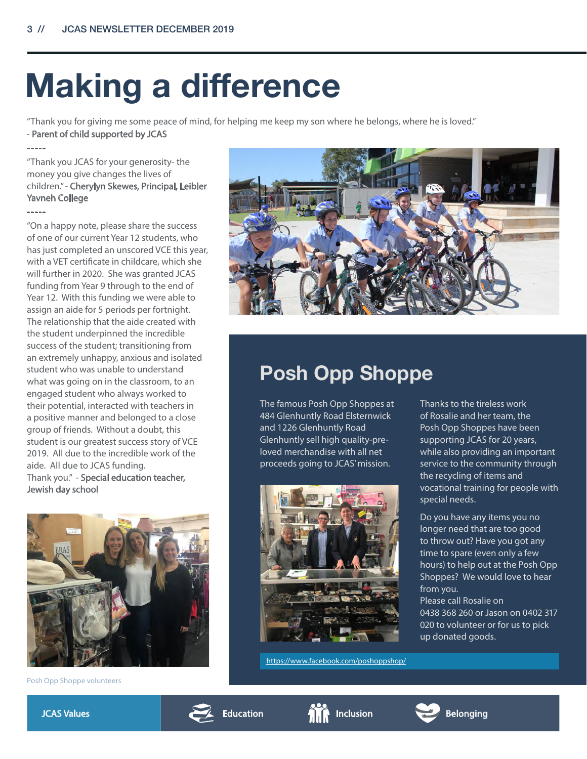# Making a difference

"Thank you for giving me some peace of mind, for helping me keep my son where he belongs, where he is loved."
- Parent of child supported by JCAS

-----

"Thank you JCAS for your generosity- the money you give changes the lives of children." - Cherylyn Skewes, Principal, Leibler Yavneh College

-----

"On a happy note, please share the success of one of our current Year 12 students, who has just completed an unscored VCE this year, with a VET certificate in childcare, which she will further in 2020. She was granted JCAS funding from Year 9 through to the end of Year 12. With this funding we were able to assign an aide for 5 periods per fortnight. The relationship that the aide created with the student underpinned the incredible success of the student; transitioning from an extremely unhappy, anxious and isolated student who was unable to understand what was going on in the classroom, to an engaged student who always worked to their potential, interacted with teachers in a positive manner and belonged to a close group of friends. Without a doubt, this student is our greatest success story of VCE 2019. All due to the incredible work of the aide. All due to JCAS funding.
Thank you." - Special education teacher, Jewish day school

Posh Opp Shoppe volunteers

## Posh Opp Shoppe

The famous Posh Opp Shoppes at 484 Glenhuntly Road Elsternwick and 1226 Glenhuntly Road Glenhuntly sell high quality-pre-loved merchandise with all net proceeds going to JCAS' mission.

Thanks to the tireless work of Rosalie and her team, the Posh Opp Shoppes have been supporting JCAS for 20 years, while also providing an important service to the community through the recycling of items and vocational training for people with special needs.

Do you have any items you no longer need that are too good to throw out? Have you got any time to spare (even only a few hours) to help out at the Posh Opp Shoppes? We would love to hear from you.
Please call Rosalie on 0438 368 260 or Jason on 0402 317 020 to volunteer or for us to pick up donated goods.

https://www.facebook.com/poshoppshop/

**JCAS Values** | Education | Inclusion | Belonging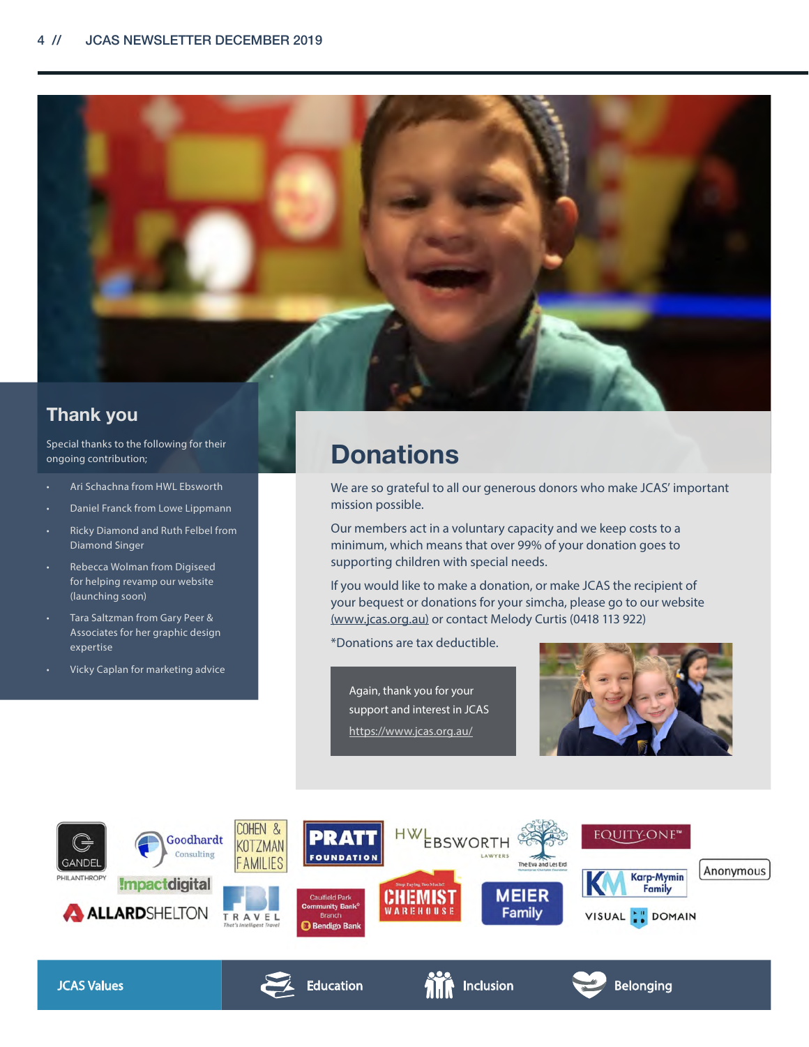## Thank you

Special thanks to the following for their ongoing contribution;

- Ari Schachna from HWL Ebsworth
- Daniel Franck from Lowe Lippmann
- Ricky Diamond and Ruth Felbel from Diamond Singer
- Rebecca Wolman from Digiseed for helping revamp our website (launching soon)
- Tara Saltzman from Gary Peer & Associates for her graphic design expertise
- Vicky Caplan for marketing advice

## Donations

We are so grateful to all our generous donors who make JCAS' important mission possible.

Our members act in a voluntary capacity and we keep costs to a minimum, which means that over 99% of your donation goes to supporting children with special needs.

If you would like to make a donation, or make JCAS the recipient of your bequest or donations for your simcha, please go to our website (www.jcas.org.au) or contact Melody Curtis (0418 113 922)

*Donations are tax deductible.

Again, thank you for your support and interest in JCAS
https://www.jcas.org.au/

GANDEL PHILANTHROPY
Goodhardt Consulting
COHEN & KOTZMAN FAMILIES
PRATT FOUNDATION
HWL EBSWORTH LAWYERS
The Eva and Les Erdi
EQUITY-ONE™
Anonymous
Impactdigital
FBI TRAVEL
Caulfield Park Community Bank® Branch Bendigo Bank
CHEMIST WAREHOUSE
MEIER Family
Karp-Mymin Family
ALLARDSHELTON
VISUAL DOMAIN

JCAS Values | Education | Inclusion | Belonging